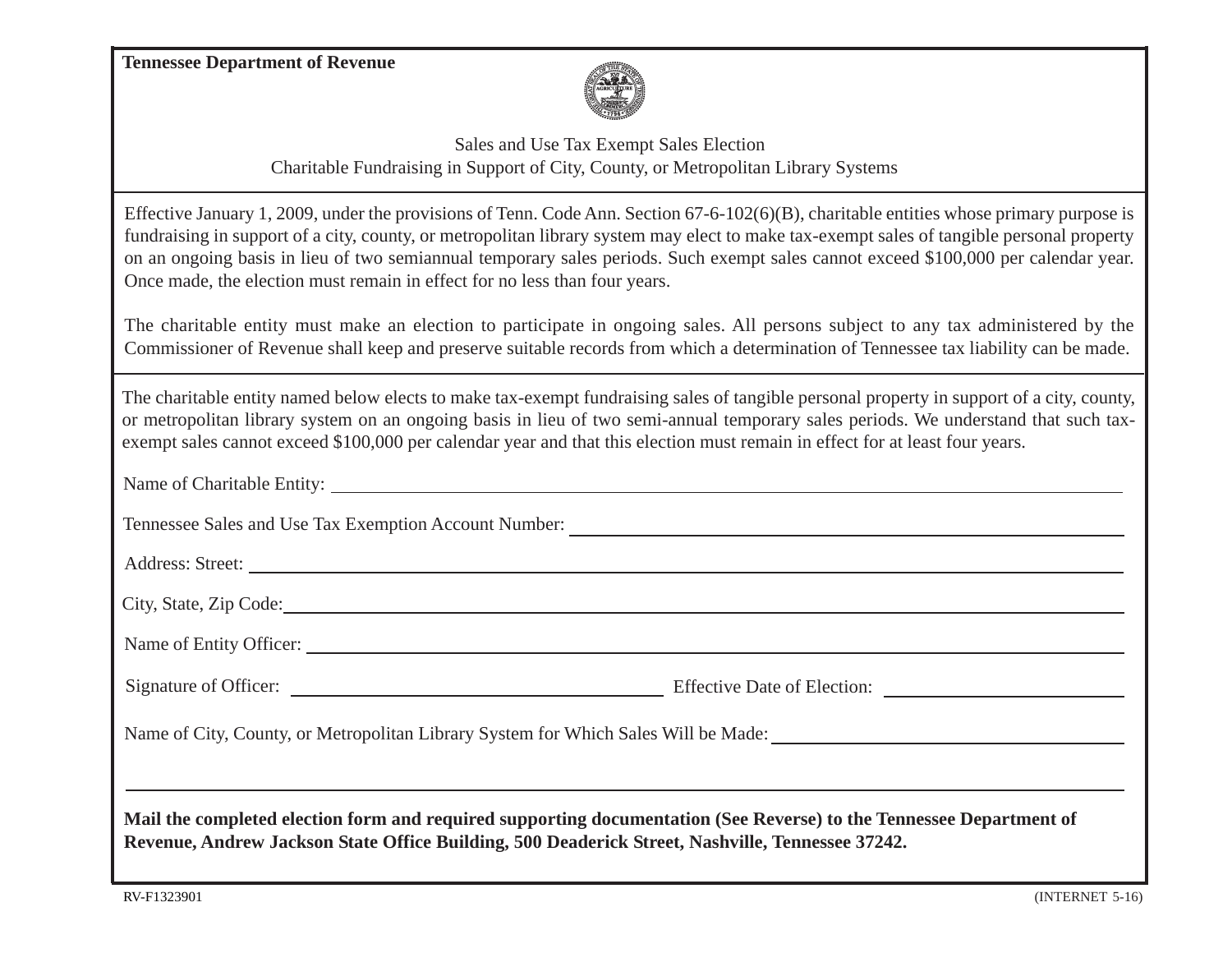**Tennessee Department of Revenue**

Sales and Use Tax Exempt Sales Election

Charitable Fundraising in Support of City, County, or Metropolitan Library Systems

Effective January 1, 2009, under the provisions of Tenn. Code Ann. Section 67-6-102(6)(B), charitable entities whose primary purpose is fundraising in support of a city, county, or metropolitan library system may elect to make tax-exempt sales of tangible personal property on an ongoing basis in lieu of two semiannual temporary sales periods. Such exempt sales cannot exceed $100,000 per calendar year. Once made, the election must remain in effect for no less than four years.

The charitable entity must make an election to participate in ongoing sales. All persons subject to any tax administered by the Commissioner of Revenue shall keep and preserve suitable records from which a determination of Tennessee tax liability can be made.

The charitable entity named below elects to make tax-exempt fundraising sales of tangible personal property in support of a city, county, or metropolitan library system on an ongoing basis in lieu of two semi-annual temporary sales periods. We understand that such tax-exempt sales cannot exceed $100,000 per calendar year and that this election must remain in effect for at least four years.

Name of Charitable Entity: ______________________________

Tennessee Sales and Use Tax Exemption Account Number: ______________________________

Address: Street: ______________________________

City, State, Zip Code: ______________________________

Name of Entity Officer: ______________________________

Signature of Officer: ______________________________ Effective Date of Election: ______________________________

Name of City, County, or Metropolitan Library System for Which Sales Will be Made: ______________________________

______________________________

**Mail the completed election form and required supporting documentation (See Reverse) to the Tennessee Department of Revenue, Andrew Jackson State Office Building, 500 Deaderick Street, Nashville, Tennessee 37242.**

RV-F1323901 (INTERNET 5-16)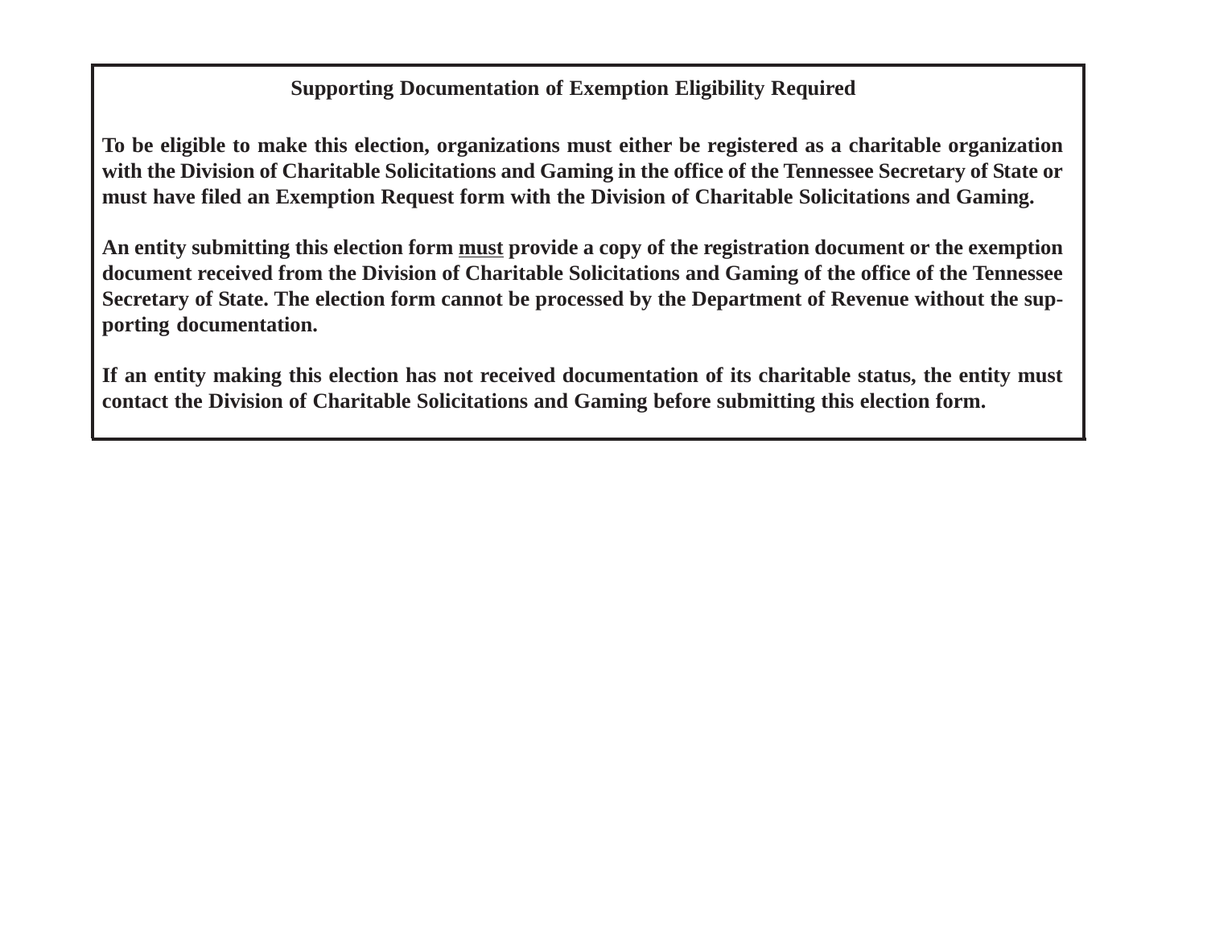## Supporting Documentation of Exemption Eligibility Required

**To be eligible to make this election, organizations must either be registered as a charitable organization with the Division of Charitable Solicitations and Gaming in the office of the Tennessee Secretary of State or must have filed an Exemption Request form with the Division of Charitable Solicitations and Gaming.**

**An entity submitting this election form <u>must</u> provide a copy of the registration document or the exemption document received from the Division of Charitable Solicitations and Gaming of the office of the Tennessee Secretary of State. The election form cannot be processed by the Department of Revenue without the supporting documentation.**

**If an entity making this election has not received documentation of its charitable status, the entity must contact the Division of Charitable Solicitations and Gaming before submitting this election form.**